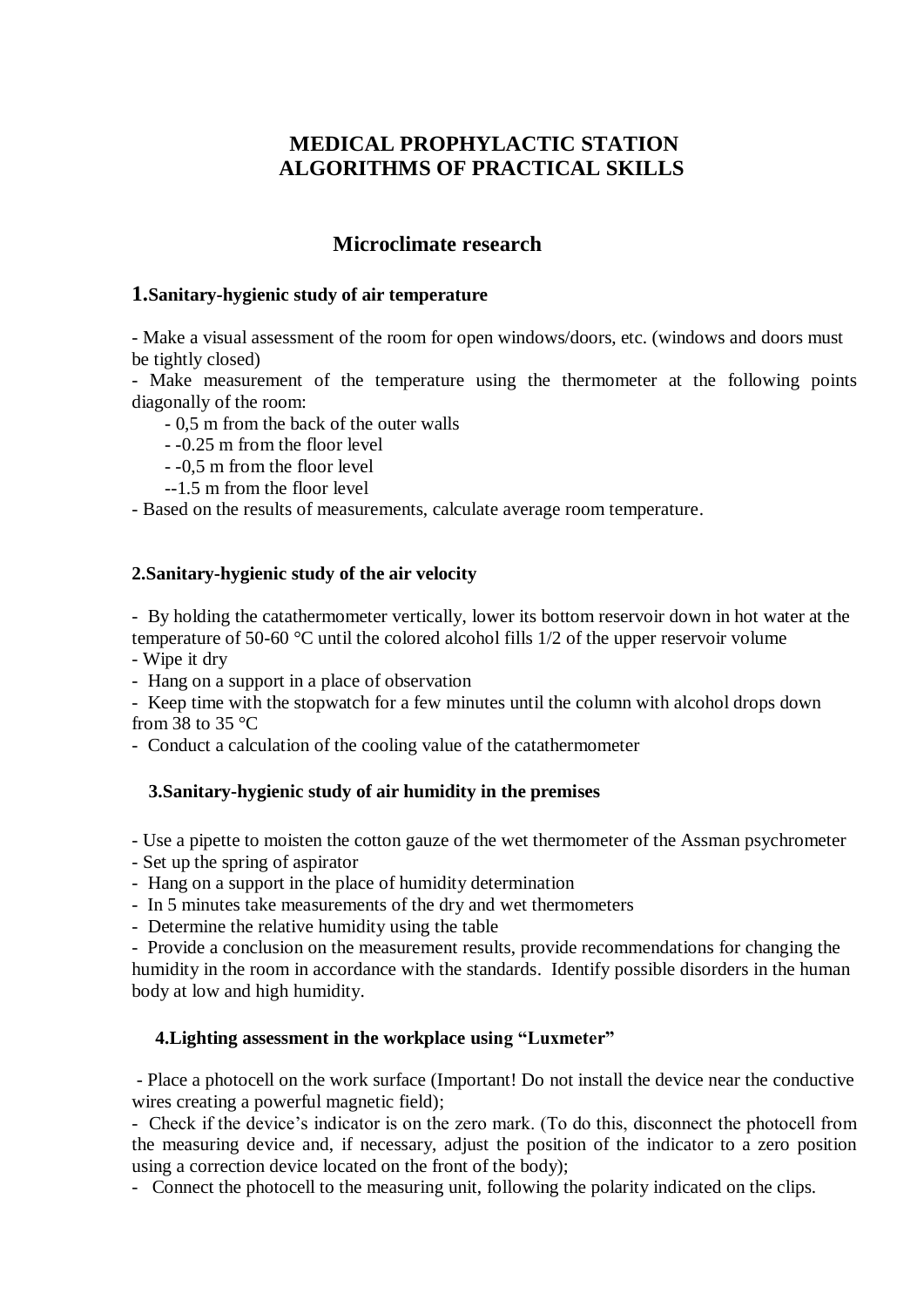# MEDICAL PROPHYLACTIC STATION
# ALGORITHMS OF PRACTICAL SKILLS

## Microclimate research

### 1.Sanitary-hygienic study of air temperature

- Make a visual assessment of the room for open windows/doors, etc. (windows and doors must be tightly closed)
- Make measurement of the temperature using the thermometer at the following points diagonally of the room:
  - 0,5 m from the back of the outer walls
  - -0.25 m from the floor level
  - -0,5 m from the floor level
  - -1.5 m from the floor level
- Based on the results of measurements, calculate average room temperature.

### 2.Sanitary-hygienic study of the air velocity

- By holding the catathermometer vertically, lower its bottom reservoir down in hot water at the temperature of 50-60 °C until the colored alcohol fills 1/2 of the upper reservoir volume
- Wipe it dry
- Hang on a support in a place of observation
- Keep time with the stopwatch for a few minutes until the column with alcohol drops down from 38 to 35 °C
- Conduct a calculation of the cooling value of the catathermometer

### 3.Sanitary-hygienic study of air humidity in the premises

- Use a pipette to moisten the cotton gauze of the wet thermometer of the Assman psychrometer
- Set up the spring of aspirator
- Hang on a support in the place of humidity determination
- In 5 minutes take measurements of the dry and wet thermometers
- Determine the relative humidity using the table
- Provide a conclusion on the measurement results, provide recommendations for changing the humidity in the room in accordance with the standards. Identify possible disorders in the human body at low and high humidity.

### 4.Lighting assessment in the workplace using "Luxmeter"

- Place a photocell on the work surface (Important! Do not install the device near the conductive wires creating a powerful magnetic field);
- Check if the device's indicator is on the zero mark. (To do this, disconnect the photocell from the measuring device and, if necessary, adjust the position of the indicator to a zero position using a correction device located on the front of the body);
- Connect the photocell to the measuring unit, following the polarity indicated on the clips.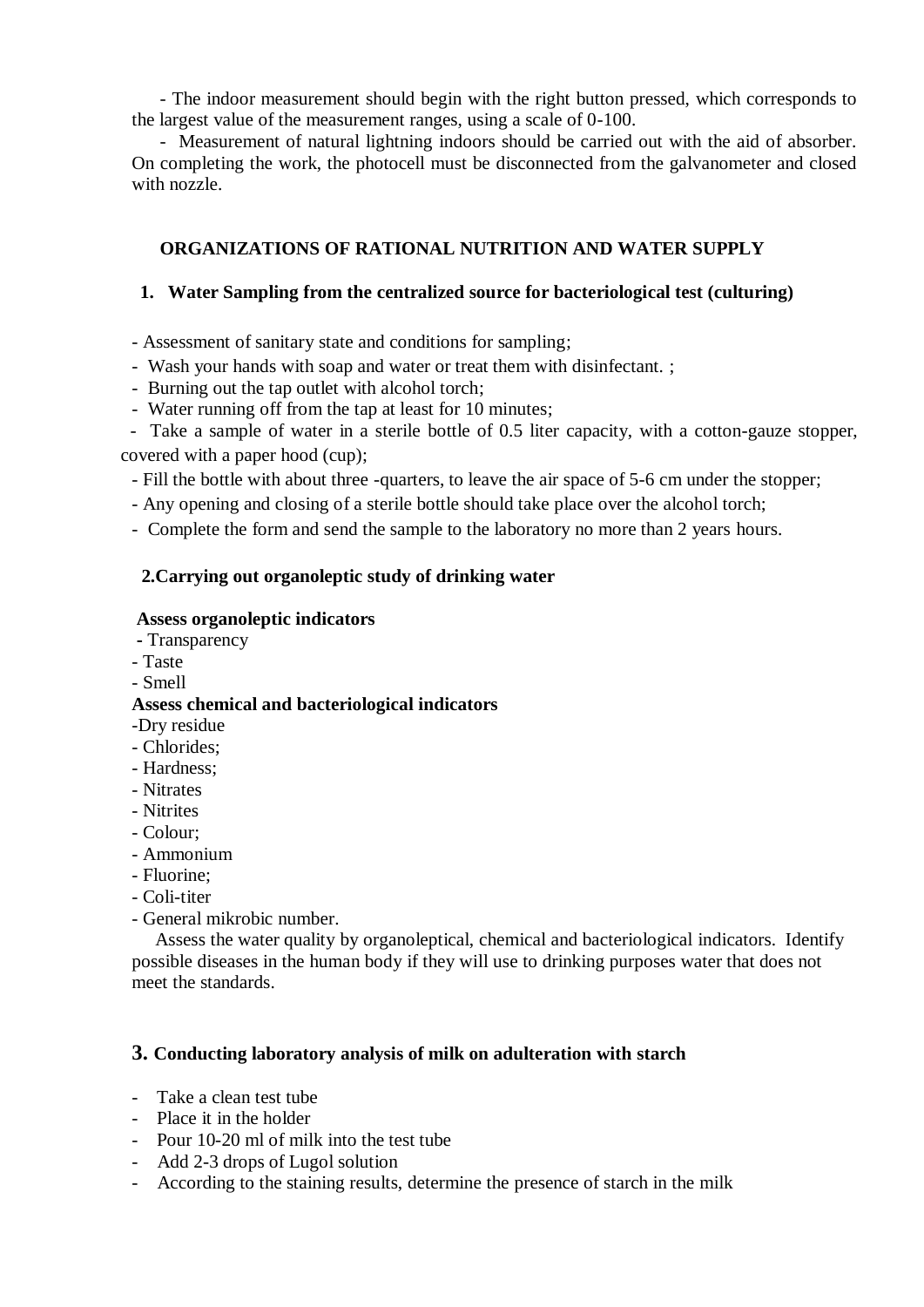- The indoor measurement should begin with the right button pressed, which corresponds to the largest value of the measurement ranges, using a scale of 0-100.

- Measurement of natural lightning indoors should be carried out with the aid of absorber. On completing the work, the photocell must be disconnected from the galvanometer and closed with nozzle.

## ORGANIZATIONS OF RATIONAL NUTRITION AND WATER SUPPLY

### 1. Water Sampling from the centralized source for bacteriological test (culturing)

- Assessment of sanitary state and conditions for sampling;
- Wash your hands with soap and water or treat them with disinfectant. ;
- Burning out the tap outlet with alcohol torch;
- Water running off from the tap at least for 10 minutes;
- Take a sample of water in a sterile bottle of 0.5 liter capacity, with a cotton-gauze stopper, covered with a paper hood (cup);
- Fill the bottle with about three -quarters, to leave the air space of 5-6 cm under the stopper;
- Any opening and closing of a sterile bottle should take place over the alcohol torch;
- Complete the form and send the sample to the laboratory no more than 2 years hours.

### 2.Carrying out organoleptic study of drinking water

**Assess organoleptic indicators**

- Transparency
- Taste
- Smell

**Assess chemical and bacteriological indicators**

- Dry residue
- Chlorides;
- Hardness;
- Nitrates
- Nitrites
- Colour;
- Ammonium
- Fluorine;
- Coli-titer
- General mikrobic number.

Assess the water quality by organoleptical, chemical and bacteriological indicators. Identify possible diseases in the human body if they will use to drinking purposes water that does not meet the standards.

### 3. Conducting laboratory analysis of milk on adulteration with starch

- Take a clean test tube
- Place it in the holder
- Pour 10-20 ml of milk into the test tube
- Add 2-3 drops of Lugol solution
- According to the staining results, determine the presence of starch in the milk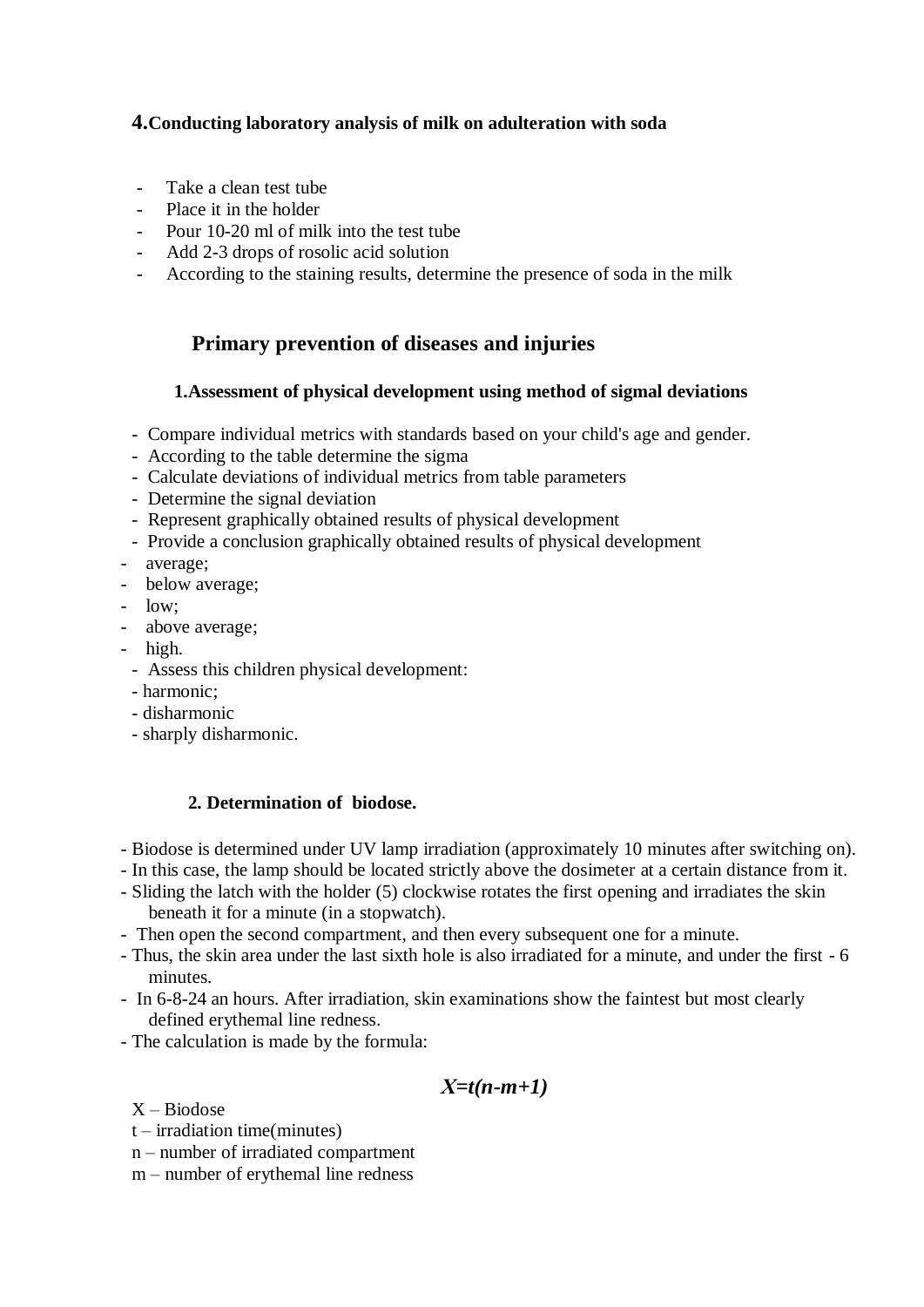### 4. Conducting laboratory analysis of milk on adulteration with soda

- Take a clean test tube
- Place it in the holder
- Pour 10-20 ml of milk into the test tube
- Add 2-3 drops of rosolic acid solution
- According to the staining results, determine the presence of soda in the milk

## Primary prevention of diseases and injuries

### 1. Assessment of physical development using method of sigmal deviations

- Compare individual metrics with standards based on your child's age and gender.
- According to the table determine the sigma
- Calculate deviations of individual metrics from table parameters
- Determine the signal deviation
- Represent graphically obtained results of physical development
- Provide a conclusion graphically obtained results of physical development
- average;
- below average;
- low;
- above average;
- high.
- Assess this children physical development:
- harmonic;
- disharmonic
- sharply disharmonic.

### 2. Determination of biodose.

- Biodose is determined under UV lamp irradiation (approximately 10 minutes after switching on).
- In this case, the lamp should be located strictly above the dosimeter at a certain distance from it.
- Sliding the latch with the holder (5) clockwise rotates the first opening and irradiates the skin beneath it for a minute (in a stopwatch).
- Then open the second compartment, and then every subsequent one for a minute.
- Thus, the skin area under the last sixth hole is also irradiated for a minute, and under the first - 6 minutes.
- In 6-8-24 an hours. After irradiation, skin examinations show the faintest but most clearly defined erythemal line redness.
- The calculation is made by the formula:

$$X=t(n-m+1)$$

$X$ – Biodose

$t$ – irradiation time(minutes)

$n$ – number of irradiated compartment

$m$ – number of erythemal line redness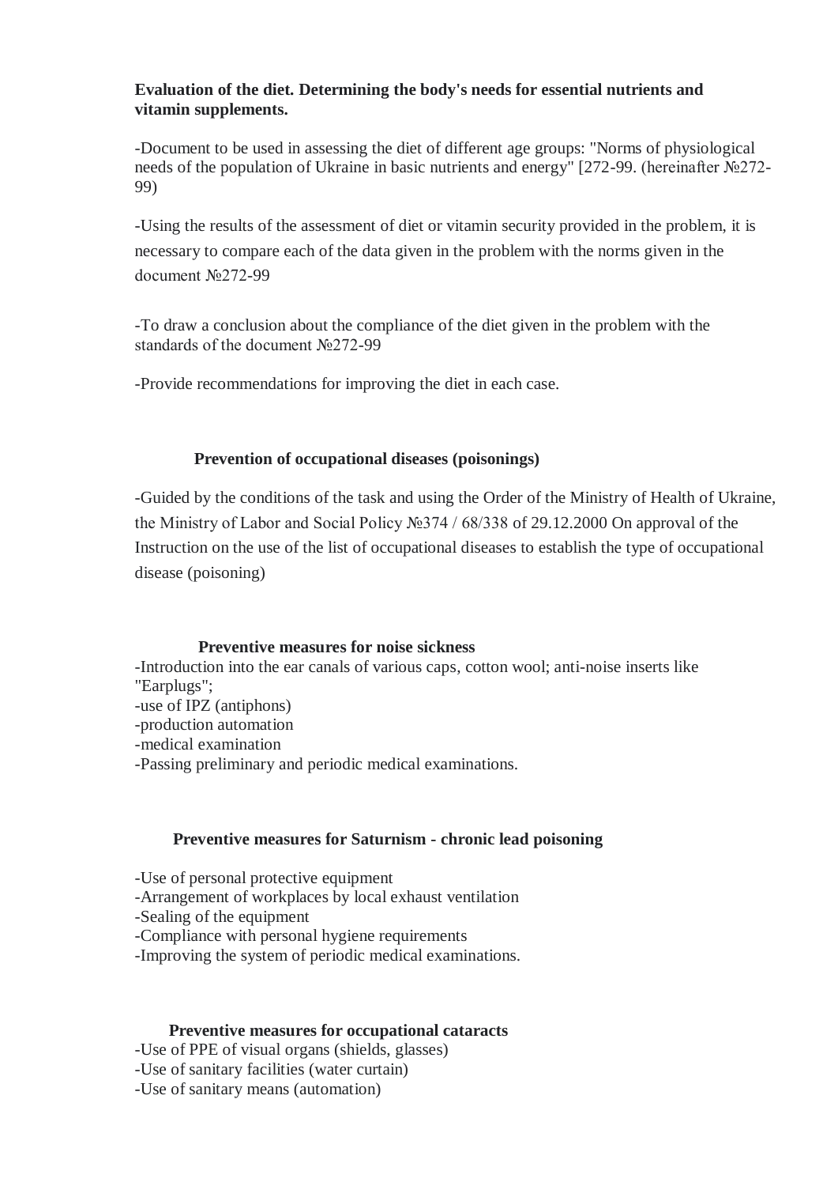**Evaluation of the diet. Determining the body's needs for essential nutrients and vitamin supplements.**

-Document to be used in assessing the diet of different age groups: "Norms of physiological needs of the population of Ukraine in basic nutrients and energy" [272-99. (hereinafter №272-99)

-Using the results of the assessment of diet or vitamin security provided in the problem, it is necessary to compare each of the data given in the problem with the norms given in the document №272-99

-To draw a conclusion about the compliance of the diet given in the problem with the standards of the document №272-99

-Provide recommendations for improving the diet in each case.

**Prevention of occupational diseases (poisonings)**

-Guided by the conditions of the task and using the Order of the Ministry of Health of Ukraine, the Ministry of Labor and Social Policy №374 / 68/338 of 29.12.2000 On approval of the Instruction on the use of the list of occupational diseases to establish the type of occupational disease (poisoning)

**Preventive measures for noise sickness**

-Introduction into the ear canals of various caps, cotton wool; anti-noise inserts like "Earplugs";
-use of IPZ (antiphons)
-production automation
-medical examination
-Passing preliminary and periodic medical examinations.

**Preventive measures for Saturnism - chronic lead poisoning**

-Use of personal protective equipment
-Arrangement of workplaces by local exhaust ventilation
-Sealing of the equipment
-Compliance with personal hygiene requirements
-Improving the system of periodic medical examinations.

**Preventive measures for occupational cataracts**

-Use of PPE of visual organs (shields, glasses)
-Use of sanitary facilities (water curtain)
-Use of sanitary means (automation)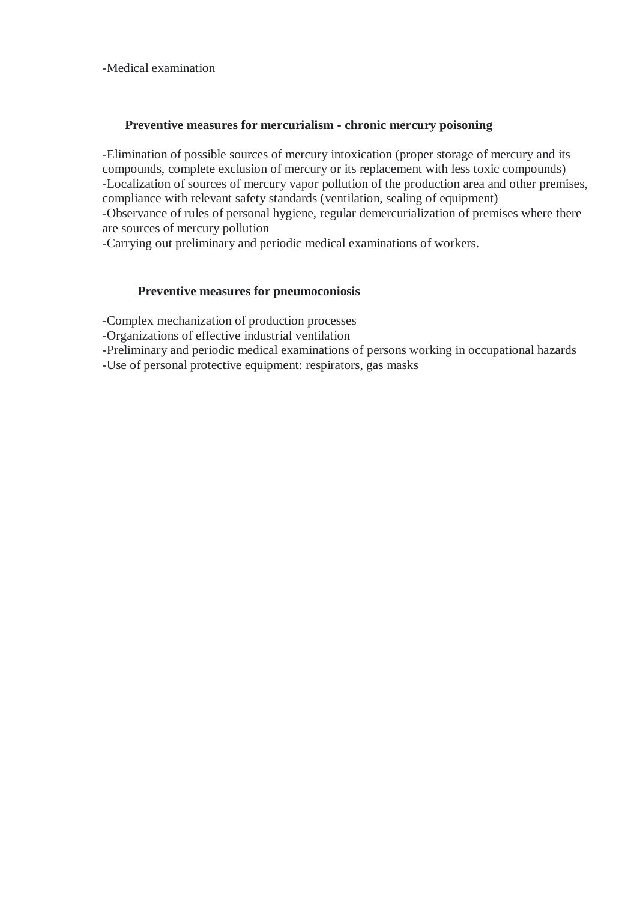-Medical examination

**Preventive measures for mercurialism - chronic mercury poisoning**

-Elimination of possible sources of mercury intoxication (proper storage of mercury and its compounds, complete exclusion of mercury or its replacement with less toxic compounds)
-Localization of sources of mercury vapor pollution of the production area and other premises, compliance with relevant safety standards (ventilation, sealing of equipment)
-Observance of rules of personal hygiene, regular demercurialization of premises where there are sources of mercury pollution
-Carrying out preliminary and periodic medical examinations of workers.

**Preventive measures for pneumoconiosis**

-Complex mechanization of production processes
-Organizations of effective industrial ventilation
-Preliminary and periodic medical examinations of persons working in occupational hazards
-Use of personal protective equipment: respirators, gas masks